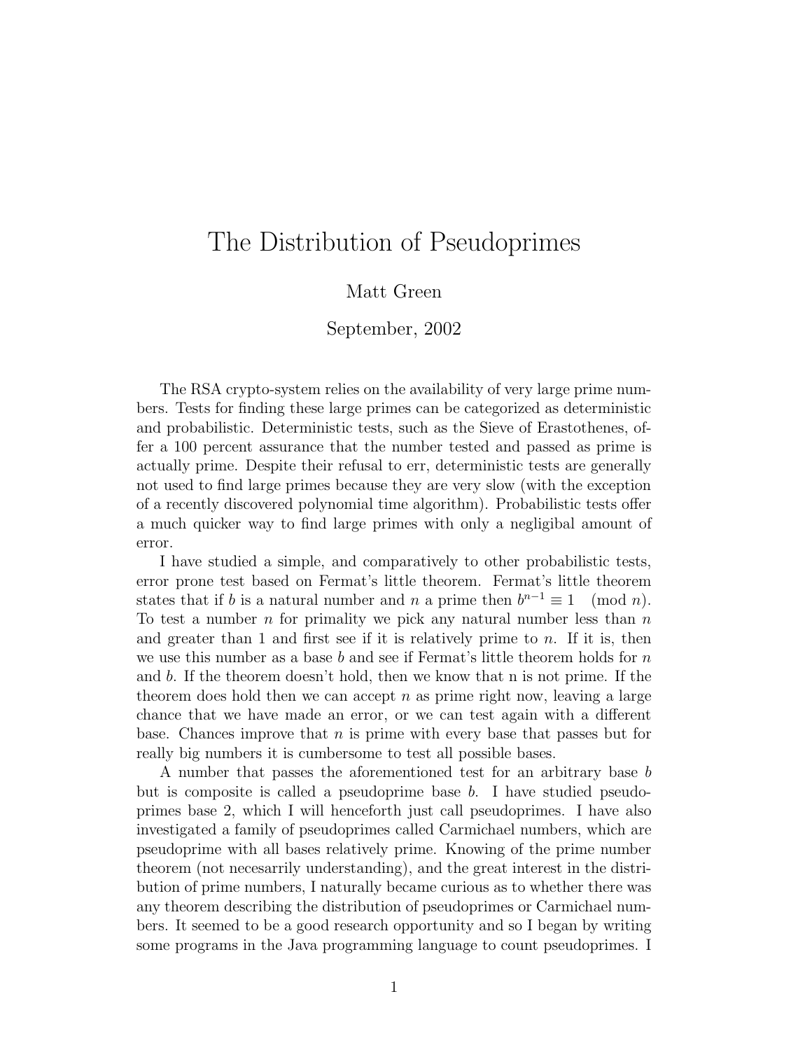# The Distribution of Pseudoprimes

Matt Green

September, 2002

The RSA crypto-system relies on the availability of very large prime numbers. Tests for finding these large primes can be categorized as deterministic and probabilistic. Deterministic tests, such as the Sieve of Erastothenes, offer a 100 percent assurance that the number tested and passed as prime is actually prime. Despite their refusal to err, deterministic tests are generally not used to find large primes because they are very slow (with the exception of a recently discovered polynomial time algorithm). Probabilistic tests offer a much quicker way to find large primes with only a negligibal amount of error.

I have studied a simple, and comparatively to other probabilistic tests, error prone test based on Fermat's little theorem. Fermat's little theorem states that if $b$ is a natural number and $n$ a prime then $b^{n-1} \equiv 1 \pmod{n}$. To test a number $n$ for primality we pick any natural number less than $n$ and greater than 1 and first see if it is relatively prime to $n$. If it is, then we use this number as a base $b$ and see if Fermat's little theorem holds for $n$ and $b$. If the theorem doesn't hold, then we know that n is not prime. If the theorem does hold then we can accept $n$ as prime right now, leaving a large chance that we have made an error, or we can test again with a different base. Chances improve that $n$ is prime with every base that passes but for really big numbers it is cumbersome to test all possible bases.

A number that passes the aforementioned test for an arbitrary base $b$ but is composite is called a pseudoprime base $b$. I have studied pseudoprimes base 2, which I will henceforth just call pseudoprimes. I have also investigated a family of pseudoprimes called Carmichael numbers, which are pseudoprime with all bases relatively prime. Knowing of the prime number theorem (not necesarrily understanding), and the great interest in the distribution of prime numbers, I naturally became curious as to whether there was any theorem describing the distribution of pseudoprimes or Carmichael numbers. It seemed to be a good research opportunity and so I began by writing some programs in the Java programming language to count pseudoprimes. I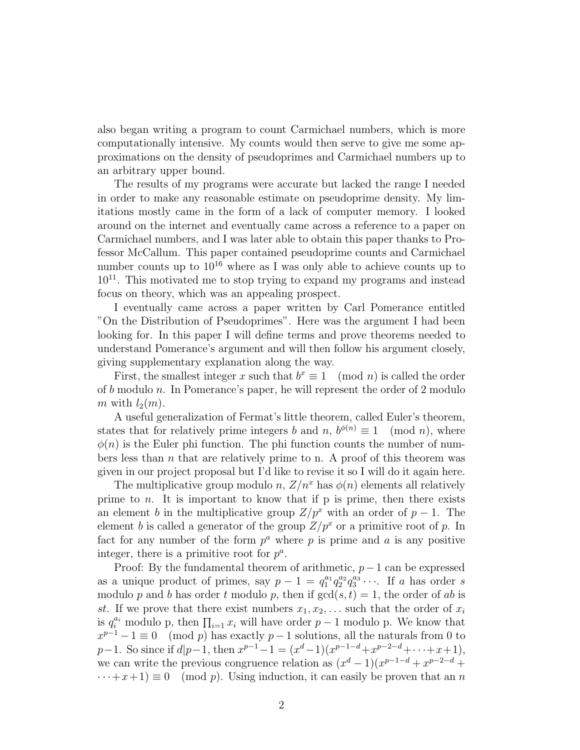also began writing a program to count Carmichael numbers, which is more computationally intensive. My counts would then serve to give me some approximations on the density of pseudoprimes and Carmichael numbers up to an arbitrary upper bound.

The results of my programs were accurate but lacked the range I needed in order to make any reasonable estimate on pseudoprime density. My limitations mostly came in the form of a lack of computer memory. I looked around on the internet and eventually came across a reference to a paper on Carmichael numbers, and I was later able to obtain this paper thanks to Professor McCallum. This paper contained pseudoprime counts and Carmichael number counts up to $10^{16}$ where as I was only able to achieve counts up to $10^{11}$. This motivated me to stop trying to expand my programs and instead focus on theory, which was an appealing prospect.

I eventually came across a paper written by Carl Pomerance entitled "On the Distribution of Pseudoprimes". Here was the argument I had been looking for. In this paper I will define terms and prove theorems needed to understand Pomerance's argument and will then follow his argument closely, giving supplementary explanation along the way.

First, the smallest integer $x$ such that $b^x \equiv 1 \pmod{n}$ is called the order of $b$ modulo $n$. In Pomerance's paper, he will represent the order of 2 modulo $m$ with $l_2(m)$.

A useful generalization of Fermat's little theorem, called Euler's theorem, states that for relatively prime integers $b$ and $n$, $b^{\phi(n)} \equiv 1 \pmod{n}$, where $\phi(n)$ is the Euler phi function. The phi function counts the number of numbers less than $n$ that are relatively prime to n. A proof of this theorem was given in our project proposal but I'd like to revise it so I will do it again here.

The multiplicative group modulo $n$, $Z/n^x$ has $\phi(n)$ elements all relatively prime to $n$. It is important to know that if p is prime, then there exists an element $b$ in the multiplicative group $Z/p^x$ with an order of $p-1$. The element $b$ is called a generator of the group $Z/p^x$ or a primitive root of $p$. In fact for any number of the form $p^a$ where $p$ is prime and $a$ is any positive integer, there is a primitive root for $p^a$.

Proof: By the fundamental theorem of arithmetic, $p-1$ can be expressed as a unique product of primes, say $p-1 = q_1^{a_1} q_2^{a_2} q_3^{a_3} \cdots$. If $a$ has order $s$ modulo $p$ and $b$ has order $t$ modulo $p$, then if $\gcd(s,t) = 1$, the order of $ab$ is $st$. If we prove that there exist numbers $x_1, x_2, \ldots$ such that the order of $x_i$ is $q_i^{a_i}$ modulo p, then $\prod_{i=1} x_i$ will have order $p-1$ modulo p. We know that $x^{p-1} - 1 \equiv 0 \pmod{p}$ has exactly $p-1$ solutions, all the naturals from 0 to $p-1$. So since if $d | p-1$, then $x^{p-1} - 1 = (x^d - 1)(x^{p-1-d} + x^{p-2-d} + \cdots + x + 1)$, we can write the previous congruence relation as $(x^d - 1)(x^{p-1-d} + x^{p-2-d} + \cdots + x + 1) \equiv 0 \pmod{p}$. Using induction, it can easily be proven that an $n$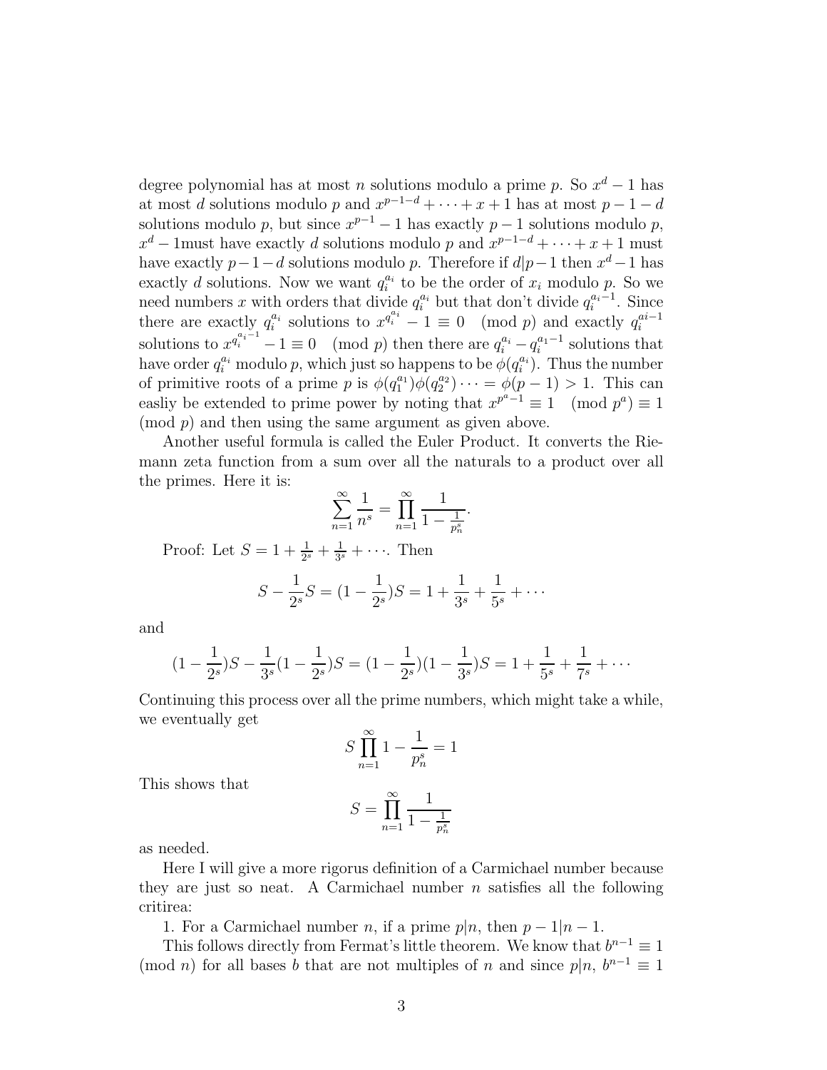degree polynomial has at most $n$ solutions modulo a prime $p$. So $x^d - 1$ has at most $d$ solutions modulo $p$ and $x^{p-1-d} + \cdots + x + 1$ has at most $p-1-d$ solutions modulo $p$, but since $x^{p-1} - 1$ has exactly $p-1$ solutions modulo $p$, $x^d - 1$must have exactly $d$ solutions modulo $p$ and $x^{p-1-d} + \cdots + x + 1$ must have exactly $p-1-d$ solutions modulo $p$. Therefore if $d|p-1$ then $x^d - 1$ has exactly $d$ solutions. Now we want $q_i^{a_i}$ to be the order of $x_i$ modulo $p$. So we need numbers $x$ with orders that divide $q_i^{a_i}$ but that don't divide $q_i^{a_i - 1}$. Since there are exactly $q_i^{a_i}$ solutions to $x^{q_i^{a_i}} - 1 \equiv 0 \pmod p$ and exactly $q_i^{ai-1}$ solutions to $x^{q_i^{a_i-1}} - 1 \equiv 0 \pmod p$ then there are $q_i^{a_i} - q_i^{a_1-1}$ solutions that have order $q_i^{a_i}$ modulo $p$, which just so happens to be $\phi(q_i^{a_i})$. Thus the number of primitive roots of a prime $p$ is $\phi(q_1^{a_1})\phi(q_2^{a_2}) \cdots = \phi(p-1) > 1$. This can easliy be extended to prime power by noting that $x^{p^a-1} \equiv 1 \pmod{p^a} \equiv 1 \pmod p$ and then using the same argument as given above.

Another useful formula is called the Euler Product. It converts the Riemann zeta function from a sum over all the naturals to a product over all the primes. Here it is:

$$\sum_{n=1}^{\infty} \frac{1}{n^s} = \prod_{n=1}^{\infty} \frac{1}{1 - \frac{1}{p_n^s}}.$$

Proof: Let $S = 1 + \frac{1}{2^s} + \frac{1}{3^s} + \cdots$. Then

$$S - \frac{1}{2^s}S = (1 - \frac{1}{2^s})S = 1 + \frac{1}{3^s} + \frac{1}{5^s} + \cdots$$

and

$$(1 - \frac{1}{2^s})S - \frac{1}{3^s}(1 - \frac{1}{2^s})S = (1 - \frac{1}{2^s})(1 - \frac{1}{3^s})S = 1 + \frac{1}{5^s} + \frac{1}{7^s} + \cdots$$

Continuing this process over all the prime numbers, which might take a while, we eventually get

$$S \prod_{n=1}^{\infty} 1 - \frac{1}{p_n^s} = 1$$

This shows that

$$S = \prod_{n=1}^{\infty} \frac{1}{1 - \frac{1}{p_n^s}}$$

as needed.

Here I will give a more rigorus definition of a Carmichael number because they are just so neat. A Carmichael number $n$ satisfies all the following critirea:

1. For a Carmichael number $n$, if a prime $p|n$, then $p-1|n-1$.

This follows directly from Fermat's little theorem. We know that $b^{n-1} \equiv 1 \pmod n$ for all bases $b$ that are not multiples of $n$ and since $p|n$, $b^{n-1} \equiv 1$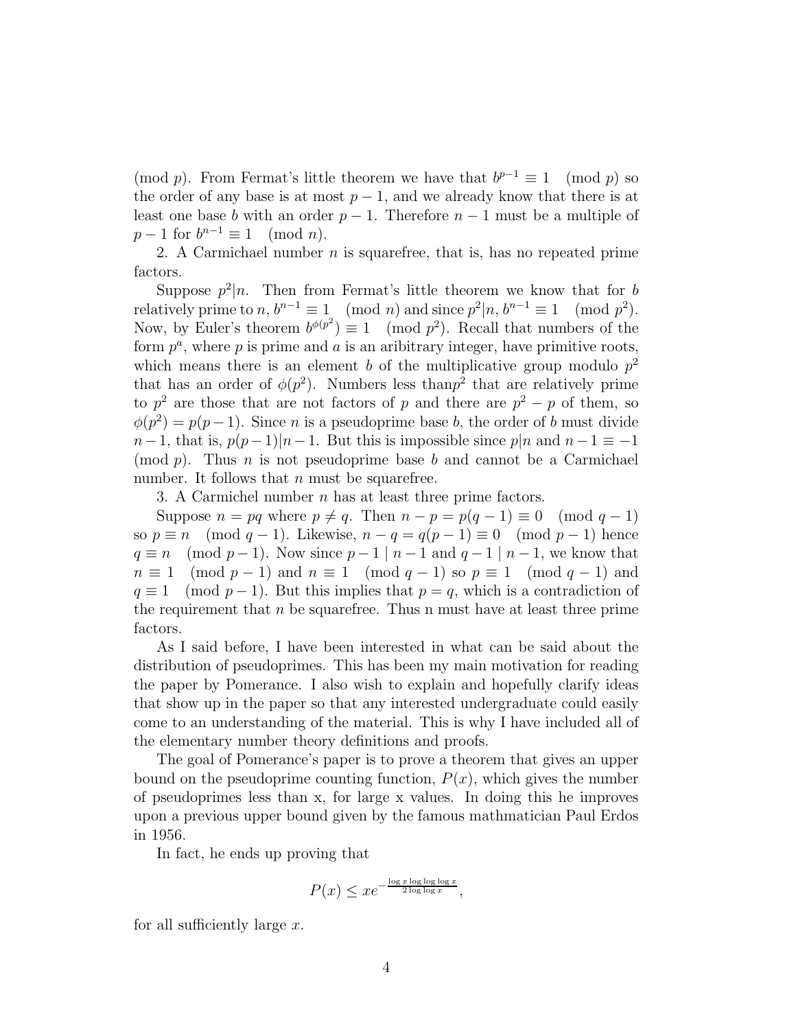(mod $p$). From Fermat's little theorem we have that $b^{p-1} \equiv 1 \pmod p$ so the order of any base is at most $p-1$, and we already know that there is at least one base $b$ with an order $p-1$. Therefore $n-1$ must be a multiple of $p-1$ for $b^{n-1} \equiv 1 \pmod n$.

2. A Carmichael number $n$ is squarefree, that is, has no repeated prime factors.

Suppose $p^2|n$. Then from Fermat's little theorem we know that for $b$ relatively prime to $n$, $b^{n-1} \equiv 1 \pmod n$ and since $p^2|n$, $b^{n-1} \equiv 1 \pmod{p^2}$. Now, by Euler's theorem $b^{\phi(p^2)} \equiv 1 \pmod{p^2}$. Recall that numbers of the form $p^a$, where $p$ is prime and $a$ is an aribitrary integer, have primitive roots, which means there is an element $b$ of the multiplicative group modulo $p^2$ that has an order of $\phi(p^2)$. Numbers less than$p^2$ that are relatively prime to $p^2$ are those that are not factors of $p$ and there are $p^2 - p$ of them, so $\phi(p^2) = p(p-1)$. Since $n$ is a pseudoprime base $b$, the order of $b$ must divide $n-1$, that is, $p(p-1)|n-1$. But this is impossible since $p|n$ and $n-1 \equiv -1 \pmod p$. Thus $n$ is not pseudoprime base $b$ and cannot be a Carmichael number. It follows that $n$ must be squarefree.

3. A Carmichel number $n$ has at least three prime factors.

Suppose $n = pq$ where $p \neq q$. Then $n - p = p(q-1) \equiv 0 \pmod{q-1}$ so $p \equiv n \pmod{q-1}$. Likewise, $n - q = q(p-1) \equiv 0 \pmod{p-1}$ hence $q \equiv n \pmod{p-1}$. Now since $p-1 \mid n-1$ and $q-1 \mid n-1$, we know that $n \equiv 1 \pmod{p-1}$ and $n \equiv 1 \pmod{q-1}$ so $p \equiv 1 \pmod{q-1}$ and $q \equiv 1 \pmod{p-1}$. But this implies that $p = q$, which is a contradiction of the requirement that $n$ be squarefree. Thus n must have at least three prime factors.

As I said before, I have been interested in what can be said about the distribution of pseudoprimes. This has been my main motivation for reading the paper by Pomerance. I also wish to explain and hopefully clarify ideas that show up in the paper so that any interested undergraduate could easily come to an understanding of the material. This is why I have included all of the elementary number theory definitions and proofs.

The goal of Pomerance's paper is to prove a theorem that gives an upper bound on the pseudoprime counting function, $P(x)$, which gives the number of pseudoprimes less than x, for large x values. In doing this he improves upon a previous upper bound given by the famous mathmatician Paul Erdos in 1956.

In fact, he ends up proving that

$$P(x) \leq xe^{-\frac{\log x \log \log \log x}{2 \log \log x}},$$

for all sufficiently large $x$.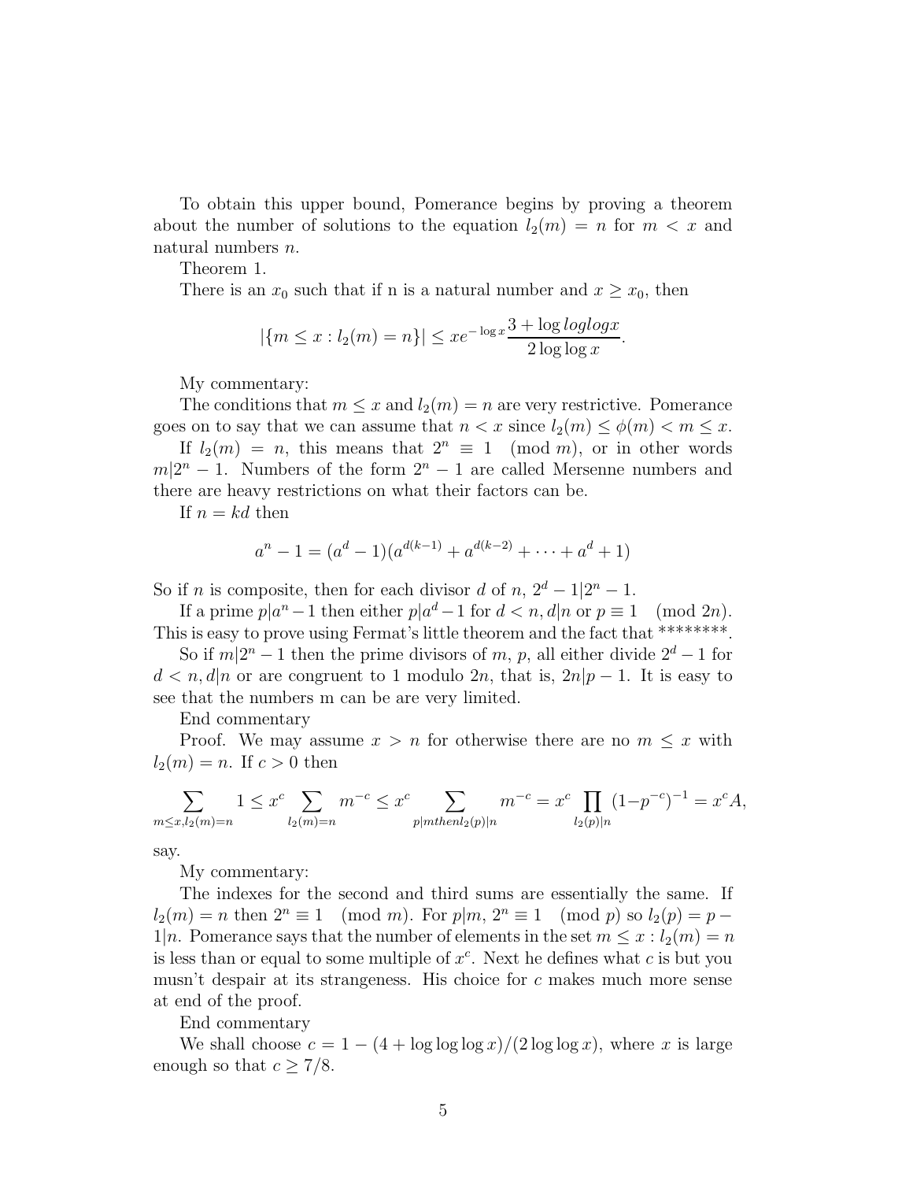To obtain this upper bound, Pomerance begins by proving a theorem about the number of solutions to the equation $l_2(m) = n$ for $m < x$ and natural numbers $n$.

Theorem 1.

There is an $x_0$ such that if n is a natural number and $x \geq x_0$, then

$$|\{m \leq x : l_2(m) = n\}| \leq xe^{-\log x}\frac{3 + \log loglogx}{2\log\log x}.$$

My commentary:

The conditions that $m \leq x$ and $l_2(m) = n$ are very restrictive. Pomerance goes on to say that we can assume that $n < x$ since $l_2(m) \leq \phi(m) < m \leq x$.

If $l_2(m) = n$, this means that $2^n \equiv 1 \pmod m$, or in other words $m|2^n - 1$. Numbers of the form $2^n - 1$ are called Mersenne numbers and there are heavy restrictions on what their factors can be.

If $n = kd$ then

$$a^n - 1 = (a^d - 1)(a^{d(k-1)} + a^{d(k-2)} + \cdots + a^d + 1)$$

So if $n$ is composite, then for each divisor $d$ of $n$, $2^d - 1|2^n - 1$.

If a prime $p|a^n - 1$ then either $p|a^d - 1$ for $d < n, d|n$ or $p \equiv 1 \pmod{2n}$. This is easy to prove using Fermat's little theorem and the fact that ********.

So if $m|2^n - 1$ then the prime divisors of $m$, $p$, all either divide $2^d - 1$ for $d < n, d|n$ or are congruent to 1 modulo $2n$, that is, $2n|p - 1$. It is easy to see that the numbers m can be are very limited.

End commentary

Proof. We may assume $x > n$ for otherwise there are no $m \leq x$ with $l_2(m) = n$. If $c > 0$ then

$$\sum_{m \leq x, l_2(m)=n} 1 \leq x^c \sum_{l_2(m)=n} m^{-c} \leq x^c \sum_{p|m then l_2(p)|n} m^{-c} = x^c \prod_{l_2(p)|n} (1-p^{-c})^{-1} = x^c A,$$

say.

My commentary:

The indexes for the second and third sums are essentially the same. If $l_2(m) = n$ then $2^n \equiv 1 \pmod m$. For $p|m$, $2^n \equiv 1 \pmod p$ so $l_2(p) = p - 1|n$. Pomerance says that the number of elements in the set $m \leq x : l_2(m) = n$ is less than or equal to some multiple of $x^c$. Next he defines what $c$ is but you musn't despair at its strangeness. His choice for $c$ makes much more sense at end of the proof.

End commentary

We shall choose $c = 1 - (4 + \log\log\log x)/(2\log\log x)$, where $x$ is large enough so that $c \geq 7/8$.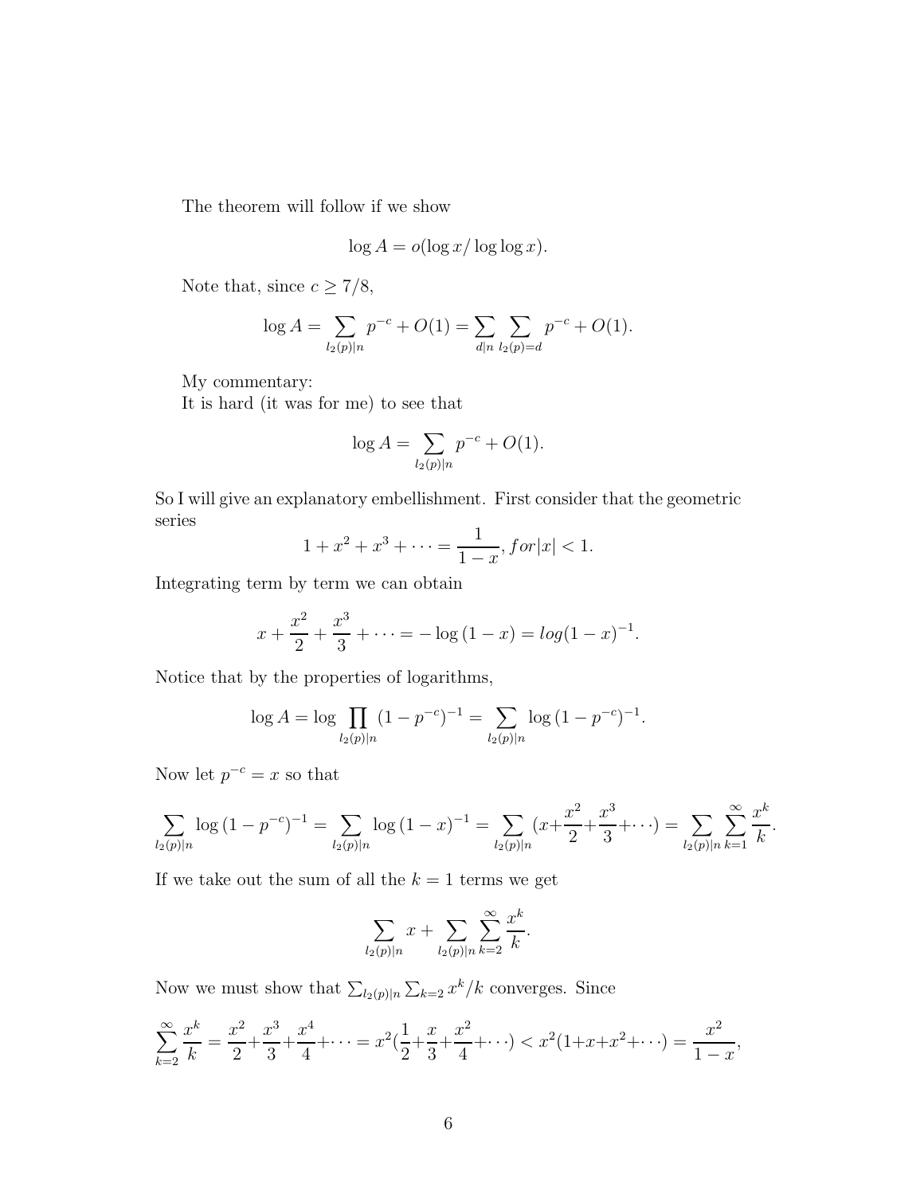The theorem will follow if we show

$$\log A = o(\log x / \log\log x).$$

Note that, since $c \geq 7/8$,

$$\log A = \sum_{l_2(p)|n} p^{-c} + O(1) = \sum_{d|n} \sum_{l_2(p)=d} p^{-c} + O(1).$$

My commentary:
It is hard (it was for me) to see that

$$\log A = \sum_{l_2(p)|n} p^{-c} + O(1).$$

So I will give an explanatory embellishment. First consider that the geometric series

$$1 + x^2 + x^3 + \cdots = \frac{1}{1-x}, for |x| < 1.$$

Integrating term by term we can obtain

$$x + \frac{x^2}{2} + \frac{x^3}{3} + \cdots = -\log(1-x) = log(1-x)^{-1}.$$

Notice that by the properties of logarithms,

$$\log A = \log \prod_{l_2(p)|n} (1 - p^{-c})^{-1} = \sum_{l_2(p)|n} \log(1 - p^{-c})^{-1}.$$

Now let $p^{-c} = x$ so that

$$\sum_{l_2(p)|n} \log(1 - p^{-c})^{-1} = \sum_{l_2(p)|n} \log(1-x)^{-1} = \sum_{l_2(p)|n} (x + \frac{x^2}{2} + \frac{x^3}{3} + \cdots) = \sum_{l_2(p)|n} \sum_{k=1}^{\infty} \frac{x^k}{k}.$$

If we take out the sum of all the $k = 1$ terms we get

$$\sum_{l_2(p)|n} x + \sum_{l_2(p)|n} \sum_{k=2}^{\infty} \frac{x^k}{k}.$$

Now we must show that $\sum_{l_2(p)|n} \sum_{k=2} x^k/k$ converges. Since

$$\sum_{k=2}^{\infty} \frac{x^k}{k} = \frac{x^2}{2} + \frac{x^3}{3} + \frac{x^4}{4} + \cdots = x^2(\frac{1}{2} + \frac{x}{3} + \frac{x^2}{4} + \cdots) < x^2(1 + x + x^2 + \cdots) = \frac{x^2}{1-x},$$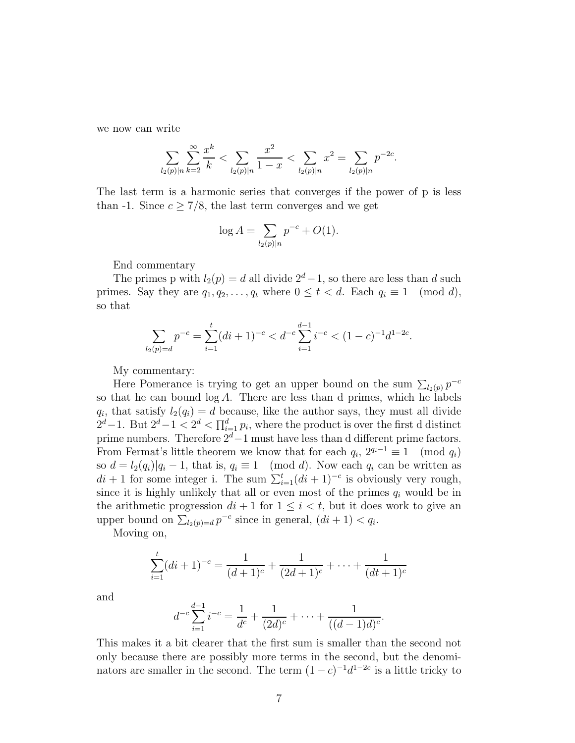we now can write

$$\sum_{l_2(p)|n} \sum_{k=2}^{\infty} \frac{x^k}{k} < \sum_{l_2(p)|n} \frac{x^2}{1-x} < \sum_{l_2(p)|n} x^2 = \sum_{l_2(p)|n} p^{-2c}.$$

The last term is a harmonic series that converges if the power of p is less than -1. Since $c \geq 7/8$, the last term converges and we get

$$\log A = \sum_{l_2(p)|n} p^{-c} + O(1).$$

End commentary

The primes p with $l_2(p) = d$ all divide $2^d - 1$, so there are less than $d$ such primes. Say they are $q_1, q_2, \ldots, q_t$ where $0 \leq t < d$. Each $q_i \equiv 1 \pmod{d}$, so that

$$\sum_{l_2(p)=d} p^{-c} = \sum_{i=1}^{t} (di+1)^{-c} < d^{-c} \sum_{i=1}^{d-1} i^{-c} < (1-c)^{-1} d^{1-2c}.$$

My commentary:

Here Pomerance is trying to get an upper bound on the sum $\sum_{l_2(p)} p^{-c}$ so that he can bound $\log A$. There are less than d primes, which he labels $q_i$, that satisfy $l_2(q_i) = d$ because, like the author says, they must all divide $2^d - 1$. But $2^d - 1 < 2^d < \prod_{i=1}^{d} p_i$, where the product is over the first d distinct prime numbers. Therefore $2^d - 1$ must have less than d different prime factors. From Fermat's little theorem we know that for each $q_i$, $2^{q_i - 1} \equiv 1 \pmod{q_i}$ so $d = l_2(q_i) | q_i - 1$, that is, $q_i \equiv 1 \pmod{d}$. Now each $q_i$ can be written as $di + 1$ for some integer i. The sum $\sum_{i=1}^{t} (di+1)^{-c}$ is obviously very rough, since it is highly unlikely that all or even most of the primes $q_i$ would be in the arithmetic progression $di + 1$ for $1 \leq i < t$, but it does work to give an upper bound on $\sum_{l_2(p)=d} p^{-c}$ since in general, $(di + 1) < q_i$.

Moving on,

$$\sum_{i=1}^{t} (di+1)^{-c} = \frac{1}{(d+1)^c} + \frac{1}{(2d+1)^c} + \cdots + \frac{1}{(dt+1)^c}$$

and

$$d^{-c} \sum_{i=1}^{d-1} i^{-c} = \frac{1}{d^c} + \frac{1}{(2d)^c} + \cdots + \frac{1}{((d-1)d)^c}.$$

This makes it a bit clearer that the first sum is smaller than the second not only because there are possibly more terms in the second, but the denominators are smaller in the second. The term $(1-c)^{-1} d^{1-2c}$ is a little tricky to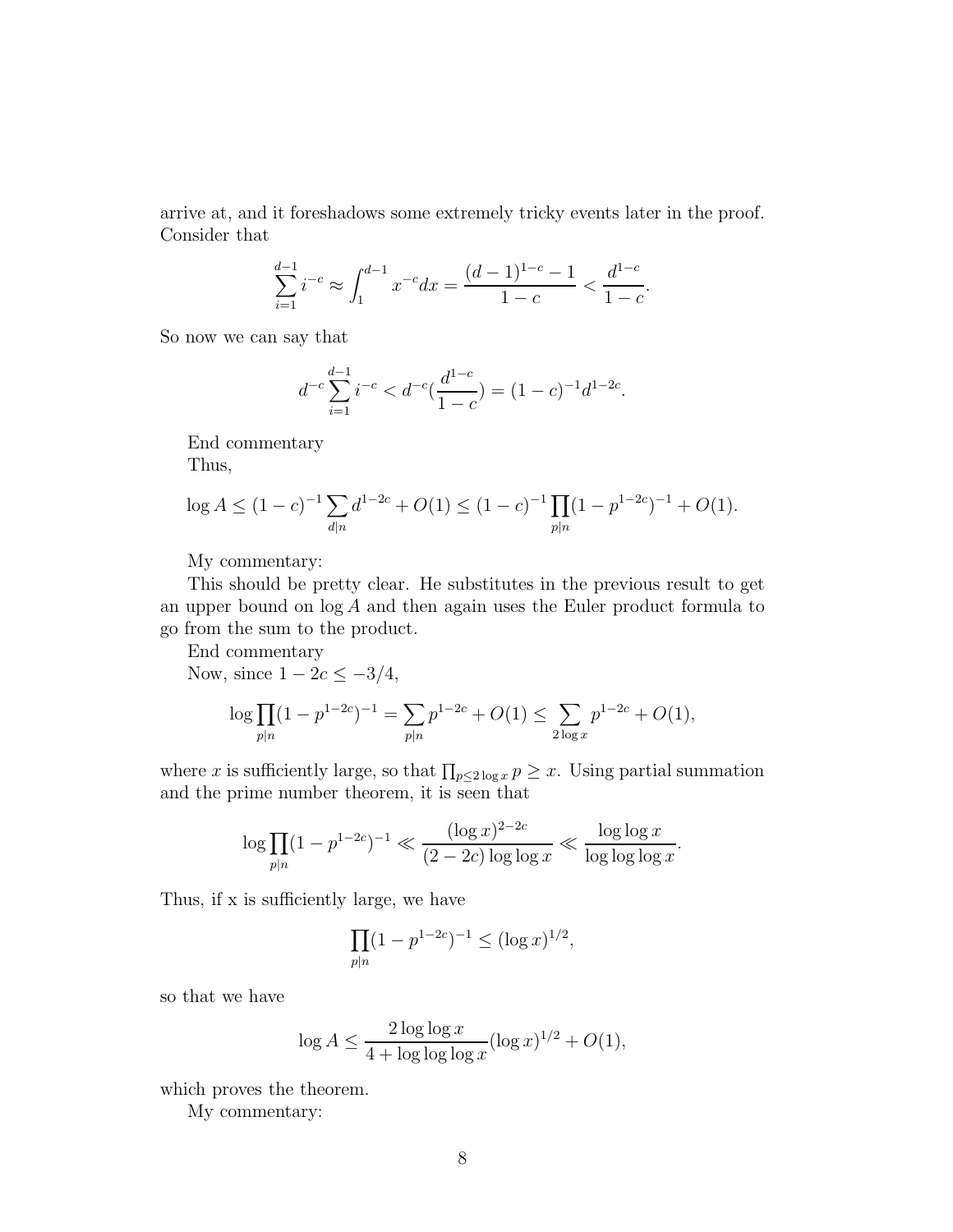arrive at, and it foreshadows some extremely tricky events later in the proof. Consider that

$$\sum_{i=1}^{d-1} i^{-c} \approx \int_1^{d-1} x^{-c} dx = \frac{(d-1)^{1-c} - 1}{1-c} < \frac{d^{1-c}}{1-c}.$$

So now we can say that

$$d^{-c} \sum_{i=1}^{d-1} i^{-c} < d^{-c}(\frac{d^{1-c}}{1-c}) = (1-c)^{-1} d^{1-2c}.$$

End commentary

Thus,

$$\log A \leq (1-c)^{-1} \sum_{d|n} d^{1-2c} + O(1) \leq (1-c)^{-1} \prod_{p|n} (1-p^{1-2c})^{-1} + O(1).$$

My commentary:

This should be pretty clear. He substitutes in the previous result to get an upper bound on $\log A$ and then again uses the Euler product formula to go from the sum to the product.

End commentary

Now, since $1 - 2c \leq -3/4$,

$$\log \prod_{p|n} (1-p^{1-2c})^{-1} = \sum_{p|n} p^{1-2c} + O(1) \leq \sum_{2 \log x} p^{1-2c} + O(1),$$

where $x$ is sufficiently large, so that $\prod_{p \leq 2 \log x} p \geq x$. Using partial summation and the prime number theorem, it is seen that

$$\log \prod_{p|n} (1-p^{1-2c})^{-1} \ll \frac{(\log x)^{2-2c}}{(2-2c) \log \log x} \ll \frac{\log \log x}{\log \log \log x}.$$

Thus, if x is sufficiently large, we have

$$\prod_{p|n} (1-p^{1-2c})^{-1} \leq (\log x)^{1/2},$$

so that we have

$$\log A \leq \frac{2 \log \log x}{4 + \log \log \log x} (\log x)^{1/2} + O(1),$$

which proves the theorem.

My commentary: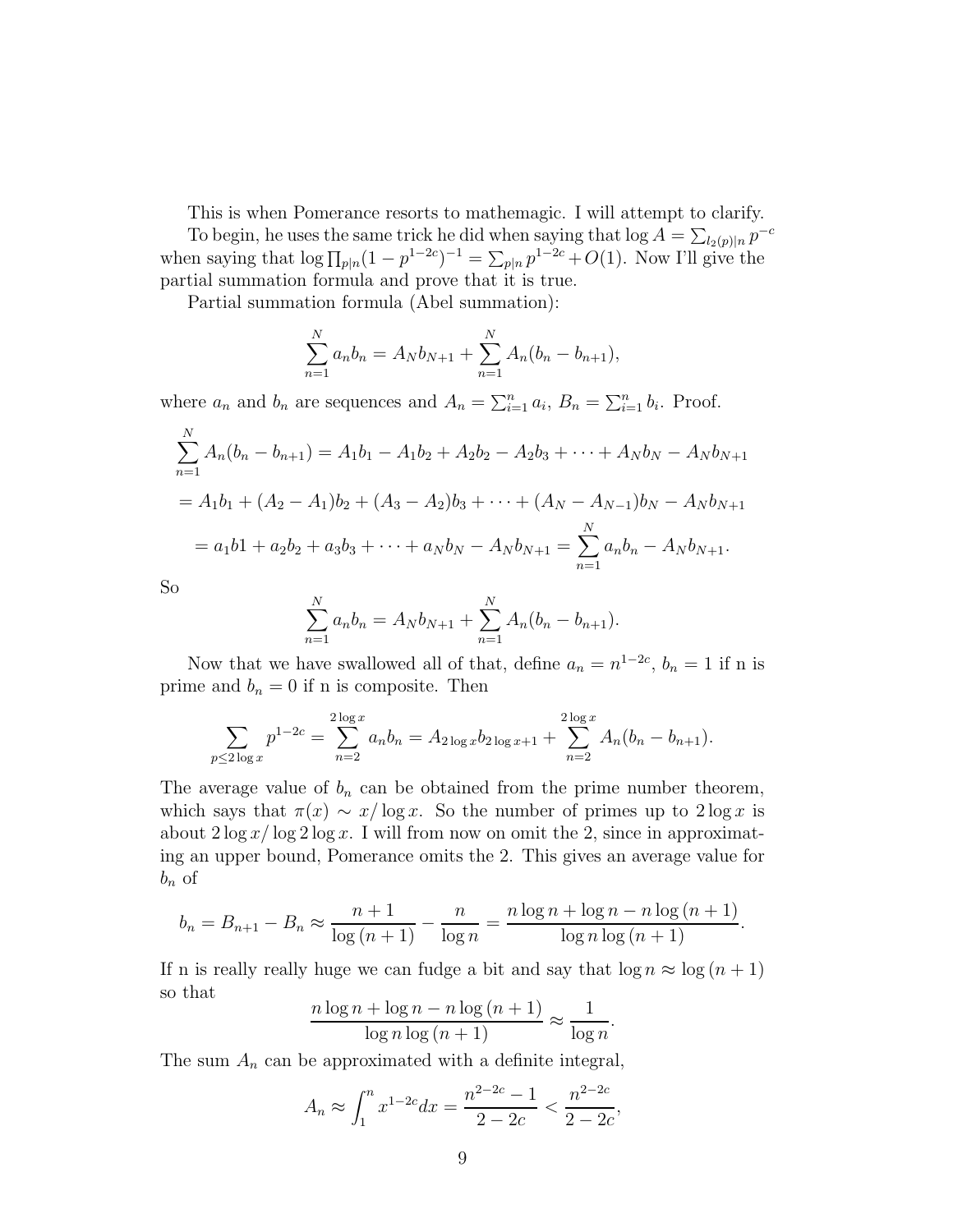This is when Pomerance resorts to mathemagic. I will attempt to clarify.

To begin, he uses the same trick he did when saying that $\log A = \sum_{l_2(p)|n} p^{-c}$ when saying that $\log \prod_{p|n}(1-p^{1-2c})^{-1} = \sum_{p|n} p^{1-2c} + O(1)$. Now I'll give the partial summation formula and prove that it is true.

Partial summation formula (Abel summation):

$$\sum_{n=1}^{N} a_n b_n = A_N b_{N+1} + \sum_{n=1}^{N} A_n(b_n - b_{n+1}),$$

where $a_n$ and $b_n$ are sequences and $A_n = \sum_{i=1}^{n} a_i$, $B_n = \sum_{i=1}^{n} b_i$. Proof.

$$\sum_{n=1}^{N} A_n(b_n - b_{n+1}) = A_1b_1 - A_1b_2 + A_2b_2 - A_2b_3 + \cdots + A_Nb_N - A_Nb_{N+1}$$

$$= A_1b_1 + (A_2 - A_1)b_2 + (A_3 - A_2)b_3 + \cdots + (A_N - A_{N-1})b_N - A_Nb_{N+1}$$

$$= a_1b1 + a_2b_2 + a_3b_3 + \cdots + a_Nb_N - A_Nb_{N+1} = \sum_{n=1}^{N} a_nb_n - A_Nb_{N+1}.$$

So

$$\sum_{n=1}^{N} a_n b_n = A_N b_{N+1} + \sum_{n=1}^{N} A_n(b_n - b_{n+1}).$$

Now that we have swallowed all of that, define $a_n = n^{1-2c}$, $b_n = 1$ if n is prime and $b_n = 0$ if n is composite. Then

$$\sum_{p \le 2\log x} p^{1-2c} = \sum_{n=2}^{2\log x} a_n b_n = A_{2\log x} b_{2\log x+1} + \sum_{n=2}^{2\log x} A_n(b_n - b_{n+1}).$$

The average value of $b_n$ can be obtained from the prime number theorem, which says that $\pi(x) \sim x/\log x$. So the number of primes up to $2\log x$ is about $2\log x/\log 2\log x$. I will from now on omit the 2, since in approximating an upper bound, Pomerance omits the 2. This gives an average value for $b_n$ of

$$b_n = B_{n+1} - B_n \approx \frac{n+1}{\log{(n+1)}} - \frac{n}{\log n} = \frac{n\log n + \log n - n\log{(n+1)}}{\log n \log{(n+1)}}.$$

If n is really really huge we can fudge a bit and say that $\log n \approx \log{(n+1)}$ so that

$$\frac{n\log n + \log n - n\log{(n+1)}}{\log n \log{(n+1)}} \approx \frac{1}{\log n}.$$

The sum $A_n$ can be approximated with a definite integral,

$$A_n \approx \int_1^n x^{1-2c}dx = \frac{n^{2-2c} - 1}{2-2c} < \frac{n^{2-2c}}{2-2c},$$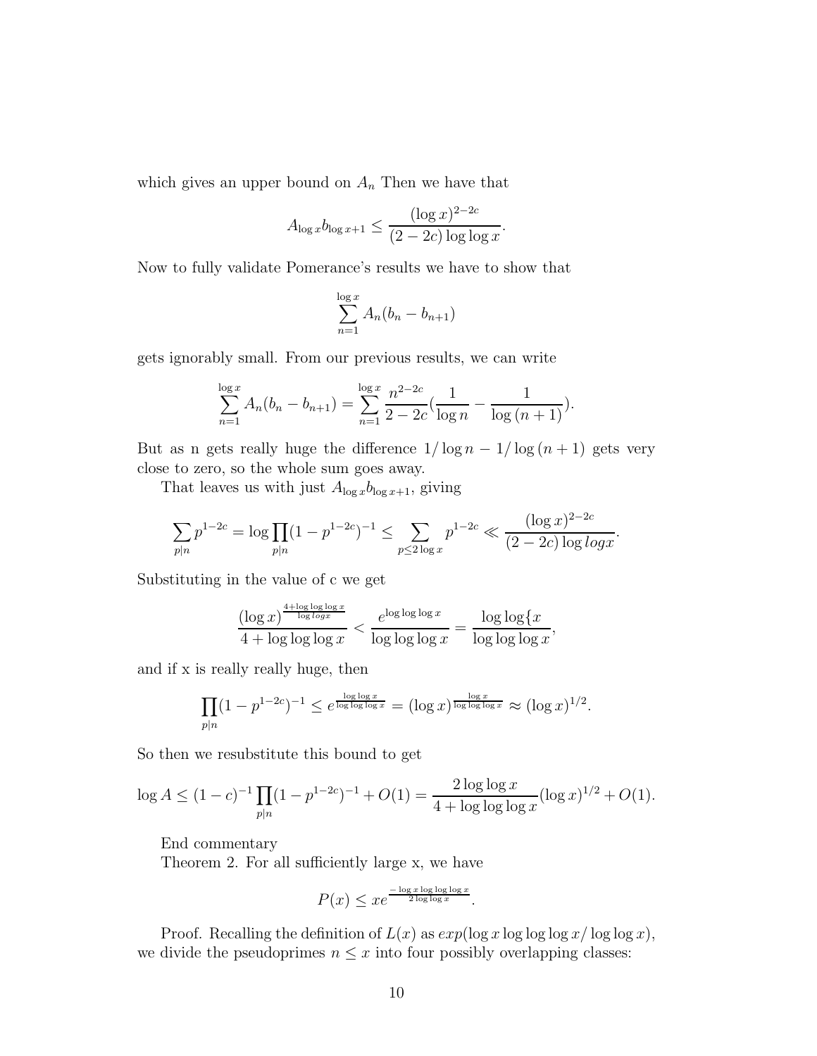which gives an upper bound on $A_n$ Then we have that

$$A_{\log x} b_{\log x+1} \leq \frac{(\log x)^{2-2c}}{(2-2c)\log\log x}.$$

Now to fully validate Pomerance's results we have to show that

$$\sum_{n=1}^{\log x} A_n(b_n - b_{n+1})$$

gets ignorably small. From our previous results, we can write

$$\sum_{n=1}^{\log x} A_n(b_n - b_{n+1}) = \sum_{n=1}^{\log x} \frac{n^{2-2c}}{2-2c}\left(\frac{1}{\log n} - \frac{1}{\log{(n+1)}}\right).$$

But as n gets really huge the difference $1/\log n - 1/\log{(n+1)}$ gets very close to zero, so the whole sum goes away.

That leaves us with just $A_{\log x} b_{\log x+1}$, giving

$$\sum_{p|n} p^{1-2c} = \log \prod_{p|n}(1-p^{1-2c})^{-1} \leq \sum_{p\leq 2\log x} p^{1-2c} \ll \frac{(\log x)^{2-2c}}{(2-2c)\log logx}.$$

Substituting in the value of c we get

$$\frac{(\log x)^{\frac{4+\log\log\log x}{\log logx}}}{4+\log\log\log x} < \frac{e^{\log\log\log x}}{\log\log\log x} = \frac{\log\log\{x}{\log\log\log x},$$

and if x is really really huge, then

$$\prod_{p|n}(1-p^{1-2c})^{-1} \leq e^{\frac{\log\log x}{\log\log\log x}} = (\log x)^{\frac{\log x}{\log\log\log x}} \approx (\log x)^{1/2}.$$

So then we resubstitute this bound to get

$$\log A \leq (1-c)^{-1}\prod_{p|n}(1-p^{1-2c})^{-1} + O(1) = \frac{2\log\log x}{4+\log\log\log x}(\log x)^{1/2} + O(1).$$

End commentary

Theorem 2. For all sufficiently large x, we have

$$P(x) \leq xe^{\frac{-\log x\log\log\log x}{2\log\log x}}.$$

Proof. Recalling the definition of $L(x)$ as $exp(\log x\log\log\log x/\log\log x)$, we divide the pseudoprimes $n \leq x$ into four possibly overlapping classes: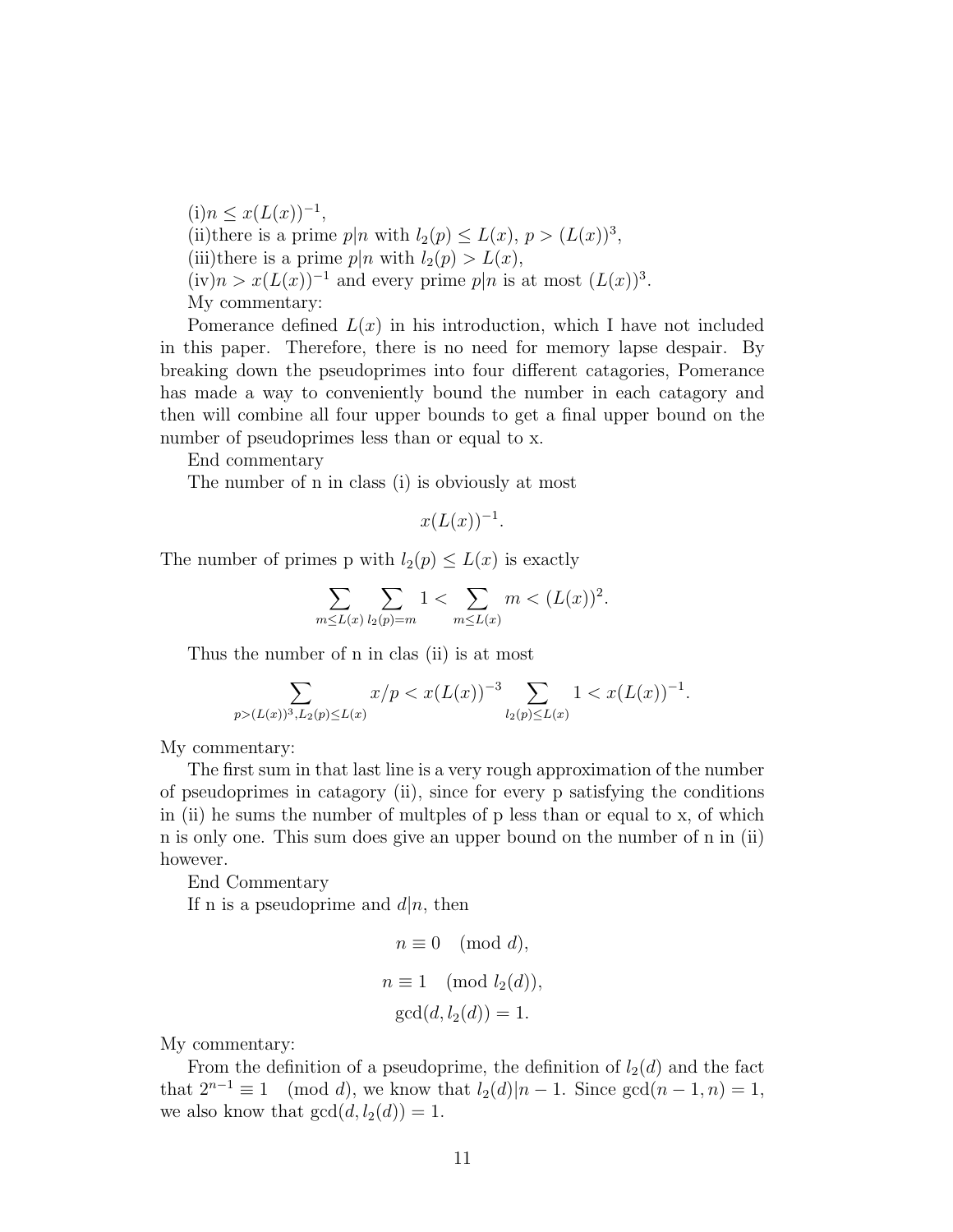(i)$n \le x(L(x))^{-1}$,

(ii)there is a prime $p|n$ with $l_2(p) \le L(x)$, $p > (L(x))^3$,

(iii)there is a prime $p|n$ with $l_2(p) > L(x)$,

(iv)$n > x(L(x))^{-1}$ and every prime $p|n$ is at most $(L(x))^3$.

My commentary:

Pomerance defined $L(x)$ in his introduction, which I have not included in this paper. Therefore, there is no need for memory lapse despair. By breaking down the pseudoprimes into four different catagories, Pomerance has made a way to conveniently bound the number in each catagory and then will combine all four upper bounds to get a final upper bound on the number of pseudoprimes less than or equal to x.

End commentary

The number of n in class (i) is obviously at most

$$x(L(x))^{-1}.$$

The number of primes p with $l_2(p) \le L(x)$ is exactly

$$\sum_{m \le L(x)} \sum_{l_2(p)=m} 1 < \sum_{m \le L(x)} m < (L(x))^2.$$

Thus the number of n in clas (ii) is at most

$$\sum_{p > (L(x))^3, L_2(p) \le L(x)} x/p < x(L(x))^{-3} \sum_{l_2(p) \le L(x)} 1 < x(L(x))^{-1}.$$

My commentary:

The first sum in that last line is a very rough approximation of the number of pseudoprimes in catagory (ii), since for every p satisfying the conditions in (ii) he sums the number of multples of p less than or equal to x, of which n is only one. This sum does give an upper bound on the number of n in (ii) however.

End Commentary

If n is a pseudoprime and $d|n$, then

$$n \equiv 0 \pmod{d},$$

$$n \equiv 1 \pmod{l_2(d)},$$

$$\gcd(d, l_2(d)) = 1.$$

My commentary:

From the definition of a pseudoprime, the definition of $l_2(d)$ and the fact that $2^{n-1} \equiv 1 \pmod{d}$, we know that $l_2(d)|n-1$. Since $\gcd(n-1, n) = 1$, we also know that $\gcd(d, l_2(d)) = 1$.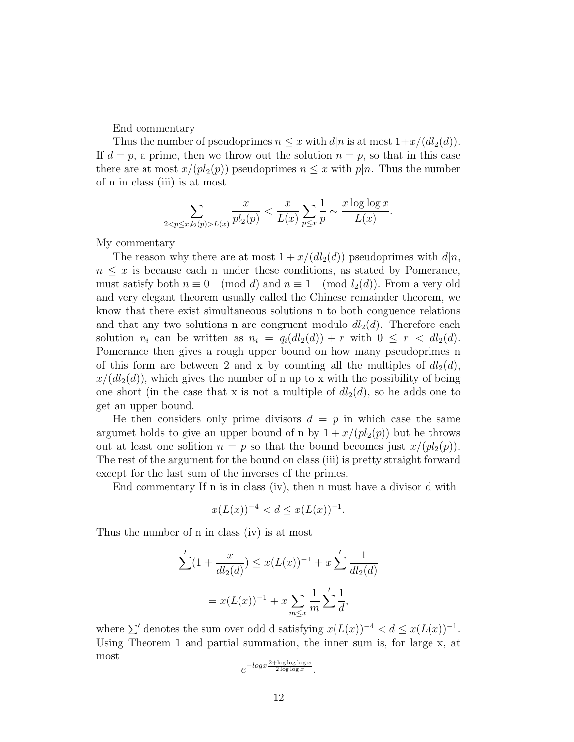End commentary

Thus the number of pseudoprimes $n \leq x$ with $d|n$ is at most $1+x/(dl_2(d))$. If $d = p$, a prime, then we throw out the solution $n = p$, so that in this case there are at most $x/(pl_2(p))$ pseudoprimes $n \leq x$ with $p|n$. Thus the number of n in class (iii) is at most

$$\sum_{2<p\leq x, l_2(p)>L(x)} \frac{x}{pl_2(p)} < \frac{x}{L(x)} \sum_{p\leq x} \frac{1}{p} \sim \frac{x \log\log x}{L(x)}.$$

My commentary

The reason why there are at most $1 + x/(dl_2(d))$ pseudoprimes with $d|n$, $n \leq x$ is because each n under these conditions, as stated by Pomerance, must satisfy both $n \equiv 0 \pmod{d}$ and $n \equiv 1 \pmod{l_2(d)}$. From a very old and very elegant theorem usually called the Chinese remainder theorem, we know that there exist simultaneous solutions n to both conguence relations and that any two solutions n are congruent modulo $dl_2(d)$. Therefore each solution $n_i$ can be written as $n_i = q_i(dl_2(d)) + r$ with $0 \leq r < dl_2(d)$. Pomerance then gives a rough upper bound on how many pseudoprimes n of this form are between 2 and x by counting all the multiples of $dl_2(d)$, $x/(dl_2(d))$, which gives the number of n up to x with the possibility of being one short (in the case that x is not a multiple of $dl_2(d)$, so he adds one to get an upper bound.

He then considers only prime divisors $d = p$ in which case the same argumet holds to give an upper bound of n by $1 + x/(pl_2(p))$ but he throws out at least one solition $n = p$ so that the bound becomes just $x/(pl_2(p))$. The rest of the argument for the bound on class (iii) is pretty straight forward except for the last sum of the inverses of the primes.

End commentary If n is in class (iv), then n must have a divisor d with

$$x(L(x))^{-4} < d \leq x(L(x))^{-1}.$$

Thus the number of n in class (iv) is at most

$$\sum{}'(1 + \frac{x}{dl_2(d)}) \leq x(L(x))^{-1} + x\sum{}' \frac{1}{dl_2(d)}$$

$$= x(L(x))^{-1} + x\sum_{m\leq x} \frac{1}{m} \sum{}' \frac{1}{d},$$

where $\sum'$ denotes the sum over odd d satisfying $x(L(x))^{-4} < d \leq x(L(x))^{-1}$. Using Theorem 1 and partial summation, the inner sum is, for large x, at most

$$e^{-logx \frac{2+\log\log\log x}{2\log\log x}}.$$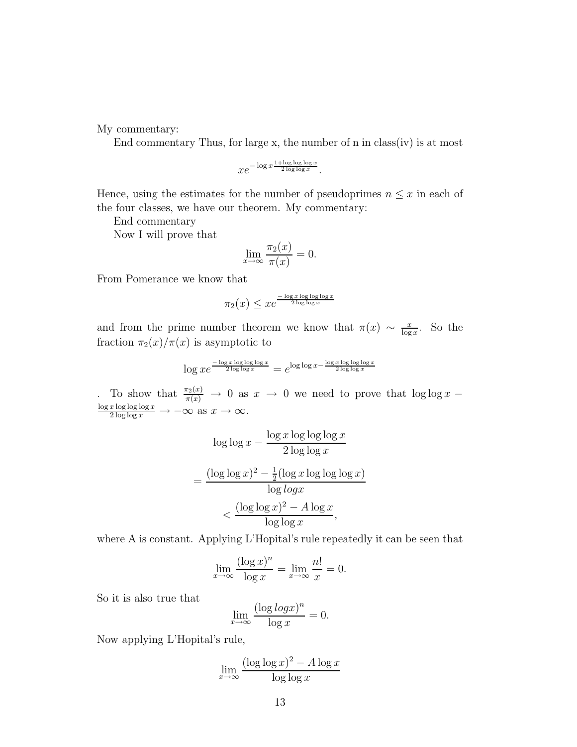My commentary:

End commentary Thus, for large x, the number of n in class(iv) is at most

$$xe^{-\log x \frac{1+\log\log\log x}{2\log\log x}}.$$

Hence, using the estimates for the number of pseudoprimes $n \le x$ in each of the four classes, we have our theorem. My commentary:

End commentary

Now I will prove that

$$\lim_{x\to\infty} \frac{\pi_2(x)}{\pi(x)} = 0.$$

From Pomerance we know that

$$\pi_2(x) \le xe^{\frac{-\log x \log\log\log x}{2\log\log x}}$$

and from the prime number theorem we know that $\pi(x) \sim \frac{x}{\log x}$. So the fraction $\pi_2(x)/\pi(x)$ is asymptotic to

$$\log xe^{\frac{-\log x \log\log\log x}{2\log\log x}} = e^{\log\log x - \frac{\log x \log\log\log x}{2\log\log x}}$$

. To show that $\frac{\pi_2(x)}{\pi(x)} \to 0$ as $x \to 0$ we need to prove that $\log\log x - \frac{\log x \log\log\log x}{2\log\log x} \to -\infty$ as $x \to \infty$.

$$\log\log x - \frac{\log x \log\log\log x}{2\log\log x}$$

$$= \frac{(\log\log x)^2 - \frac{1}{2}(\log x \log\log\log x)}{\log logx}$$

$$< \frac{(\log\log x)^2 - A\log x}{\log\log x},$$

where A is constant. Applying L'Hopital's rule repeatedly it can be seen that

$$\lim_{x\to\infty} \frac{(\log x)^n}{\log x} = \lim_{x\to\infty} \frac{n!}{x} = 0.$$

So it is also true that

$$\lim_{x\to\infty} \frac{(\log logx)^n}{\log x} = 0.$$

Now applying L'Hopital's rule,

$$\lim_{x\to\infty} \frac{(\log\log x)^2 - A\log x}{\log\log x}$$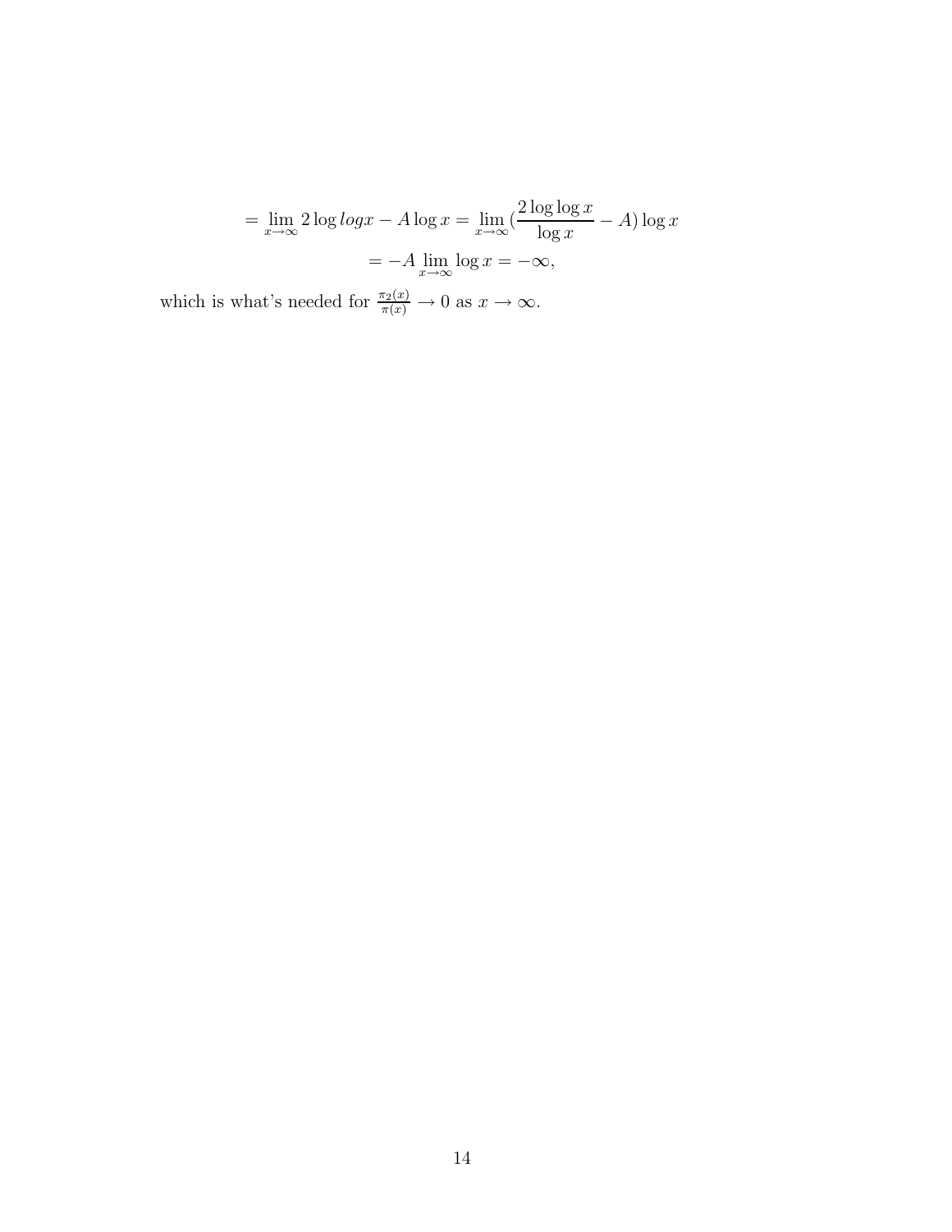$$= \lim_{x\to\infty} 2\log logx - A\log x = \lim_{x\to\infty} (\frac{2\log\log x}{\log x} - A)\log x$$
$$= -A\lim_{x\to\infty}\log x = -\infty,$$

which is what's needed for $\frac{\pi_2(x)}{\pi(x)} \to 0$ as $x \to \infty$.